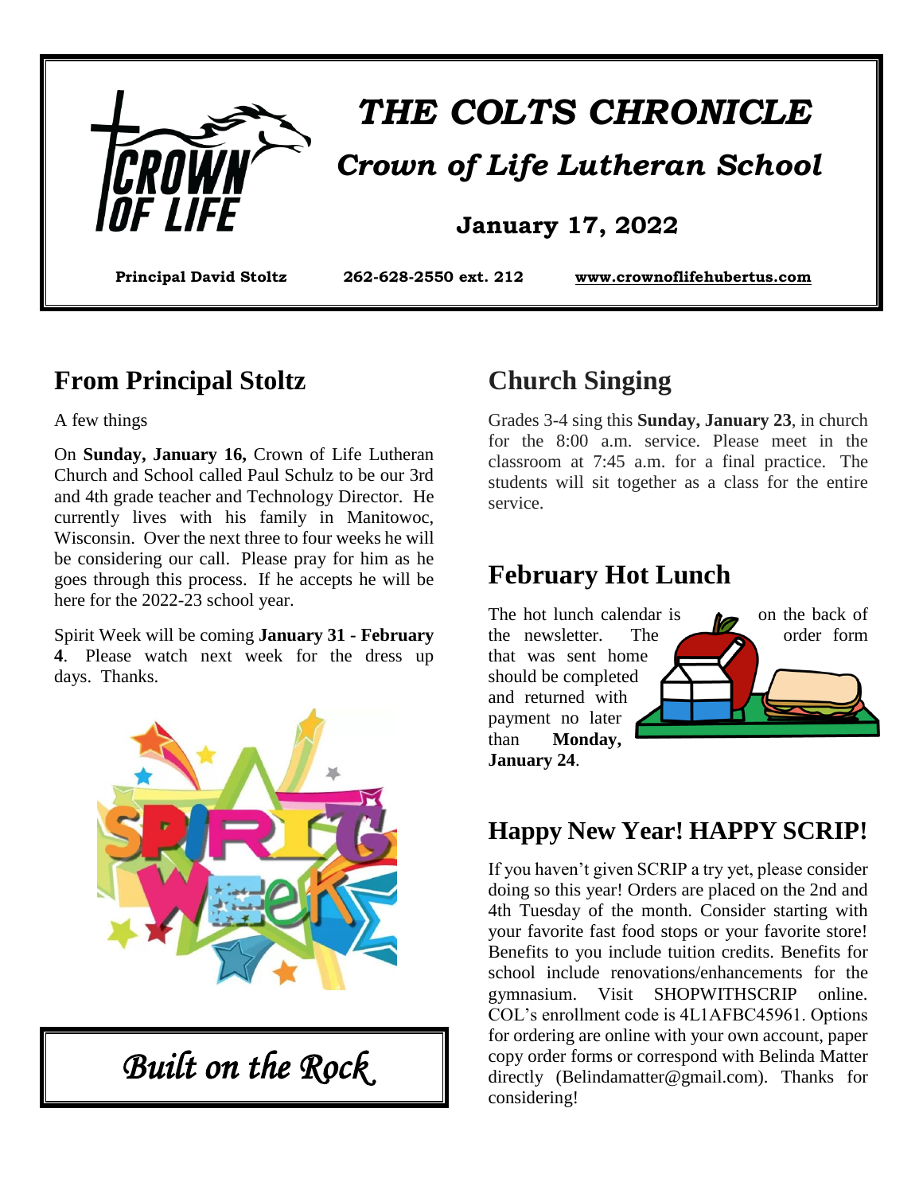# THE COLTS CHRONICLE

## Crown of Life Lutheran School

**January 17, 2022**

**Principal David Stoltz** **262-628-2550 ext. 212** **www.crownoflifehubertus.com**

## From Principal Stoltz

A few things

On **Sunday, January 16,** Crown of Life Lutheran Church and School called Paul Schulz to be our 3rd and 4th grade teacher and Technology Director. He currently lives with his family in Manitowoc, Wisconsin. Over the next three to four weeks he will be considering our call. Please pray for him as he goes through this process. If he accepts he will be here for the 2022-23 school year.

Spirit Week will be coming **January 31 - February 4**. Please watch next week for the dress up days. Thanks.

*Built on the Rock*

## Church Singing

Grades 3-4 sing this **Sunday, January 23**, in church for the 8:00 a.m. service. Please meet in the classroom at 7:45 a.m. for a final practice. The students will sit together as a class for the entire service.

## February Hot Lunch

The hot lunch calendar is on the back of the newsletter. The order form that was sent home should be completed and returned with payment no later than **Monday, January 24**.

## Happy New Year! HAPPY SCRIP!

If you haven't given SCRIP a try yet, please consider doing so this year! Orders are placed on the 2nd and 4th Tuesday of the month. Consider starting with your favorite fast food stops or your favorite store! Benefits to you include tuition credits. Benefits for school include renovations/enhancements for the gymnasium. Visit SHOPWITHSCRIP online. COL's enrollment code is 4L1AFBC45961. Options for ordering are online with your own account, paper copy order forms or correspond with Belinda Matter directly (Belindamatter@gmail.com). Thanks for considering!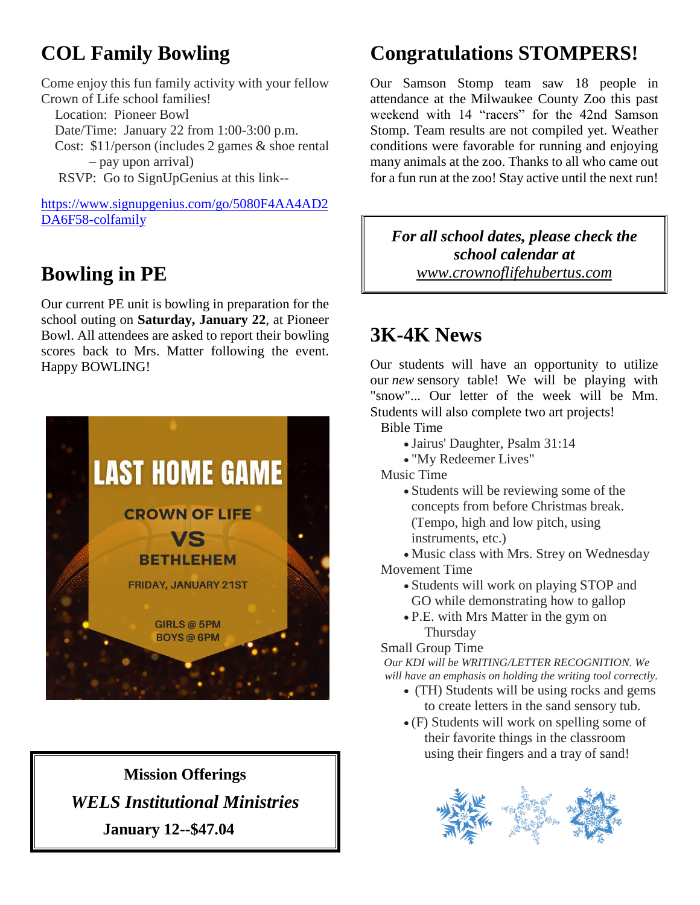## COL Family Bowling

Come enjoy this fun family activity with your fellow Crown of Life school families!

Location: Pioneer Bowl
Date/Time: January 22 from 1:00-3:00 p.m.
Cost: $11/person (includes 2 games & shoe rental – pay upon arrival)
RSVP: Go to SignUpGenius at this link--

https://www.signupgenius.com/go/5080F4AA4AD2DA6F58-colfamily

## Bowling in PE

Our current PE unit is bowling in preparation for the school outing on **Saturday, January 22**, at Pioneer Bowl. All attendees are asked to report their bowling scores back to Mrs. Matter following the event. Happy BOWLING!

**LAST HOME GAME**

**CROWN OF LIFE VS BETHLEHEM**

**FRIDAY, JANUARY 21ST**

**GIRLS @ 5PM**
**BOYS @ 6PM**

**Mission Offerings**

***WELS Institutional Ministries***

**January 12--$47.04**

## Congratulations STOMPERS!

Our Samson Stomp team saw 18 people in attendance at the Milwaukee County Zoo this past weekend with 14 "racers" for the 42nd Samson Stomp. Team results are not compiled yet. Weather conditions were favorable for running and enjoying many animals at the zoo. Thanks to all who came out for a fun run at the zoo! Stay active until the next run!

***For all school dates, please check the school calendar at*** *www.crownoflifehubertus.com*

## 3K-4K News

Our students will have an opportunity to utilize our *new* sensory table! We will be playing with "snow"... Our letter of the week will be Mm. Students will also complete two art projects!

Bible Time
- Jairus' Daughter, Psalm 31:14
- "My Redeemer Lives"

Music Time
- Students will be reviewing some of the concepts from before Christmas break. (Tempo, high and low pitch, using instruments, etc.)
- Music class with Mrs. Strey on Wednesday

Movement Time
- Students will work on playing STOP and GO while demonstrating how to gallop
- P.E. with Mrs Matter in the gym on Thursday

Small Group Time

*Our KDI will be WRITING/LETTER RECOGNITION. We will have an emphasis on holding the writing tool correctly.*
- (TH) Students will be using rocks and gems to create letters in the sand sensory tub.
- (F) Students will work on spelling some of their favorite things in the classroom using their fingers and a tray of sand!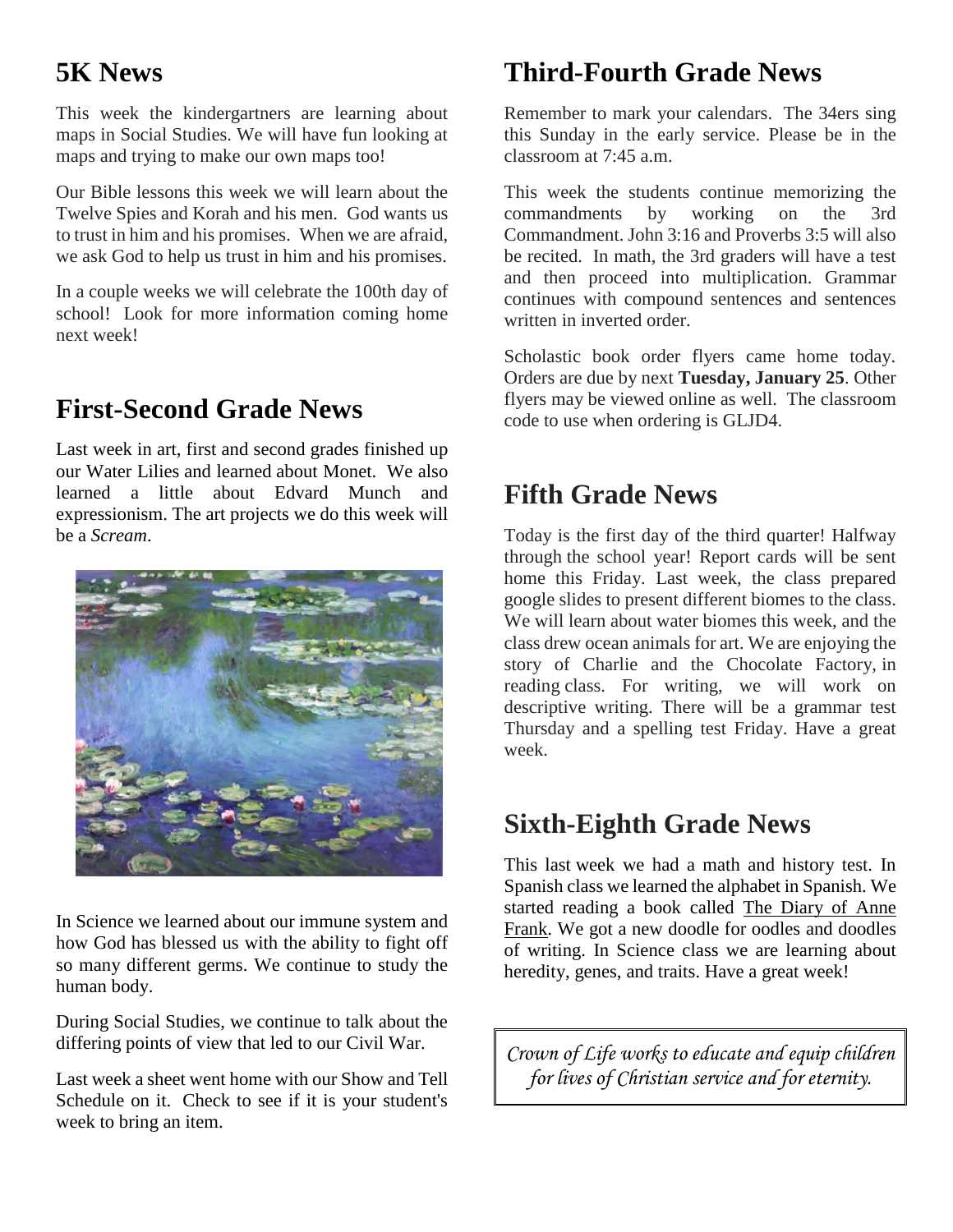## 5K News

This week the kindergartners are learning about maps in Social Studies. We will have fun looking at maps and trying to make our own maps too!

Our Bible lessons this week we will learn about the Twelve Spies and Korah and his men. God wants us to trust in him and his promises. When we are afraid, we ask God to help us trust in him and his promises.

In a couple weeks we will celebrate the 100th day of school! Look for more information coming home next week!

## First-Second Grade News

Last week in art, first and second grades finished up our Water Lilies and learned about Monet. We also learned a little about Edvard Munch and expressionism. The art projects we do this week will be a *Scream*.

In Science we learned about our immune system and how God has blessed us with the ability to fight off so many different germs. We continue to study the human body.

During Social Studies, we continue to talk about the differing points of view that led to our Civil War.

Last week a sheet went home with our Show and Tell Schedule on it. Check to see if it is your student's week to bring an item.

## Third-Fourth Grade News

Remember to mark your calendars. The 34ers sing this Sunday in the early service. Please be in the classroom at 7:45 a.m.

This week the students continue memorizing the commandments by working on the 3rd Commandment. John 3:16 and Proverbs 3:5 will also be recited. In math, the 3rd graders will have a test and then proceed into multiplication. Grammar continues with compound sentences and sentences written in inverted order.

Scholastic book order flyers came home today. Orders are due by next **Tuesday, January 25**. Other flyers may be viewed online as well. The classroom code to use when ordering is GLJD4.

## Fifth Grade News

Today is the first day of the third quarter! Halfway through the school year! Report cards will be sent home this Friday. Last week, the class prepared google slides to present different biomes to the class. We will learn about water biomes this week, and the class drew ocean animals for art. We are enjoying the story of Charlie and the Chocolate Factory, in reading class. For writing, we will work on descriptive writing. There will be a grammar test Thursday and a spelling test Friday. Have a great week.

## Sixth-Eighth Grade News

This last week we had a math and history test. In Spanish class we learned the alphabet in Spanish. We started reading a book called The Diary of Anne Frank. We got a new doodle for oodles and doodles of writing. In Science class we are learning about heredity, genes, and traits. Have a great week!

*Crown of Life works to educate and equip children for lives of Christian service and for eternity.*